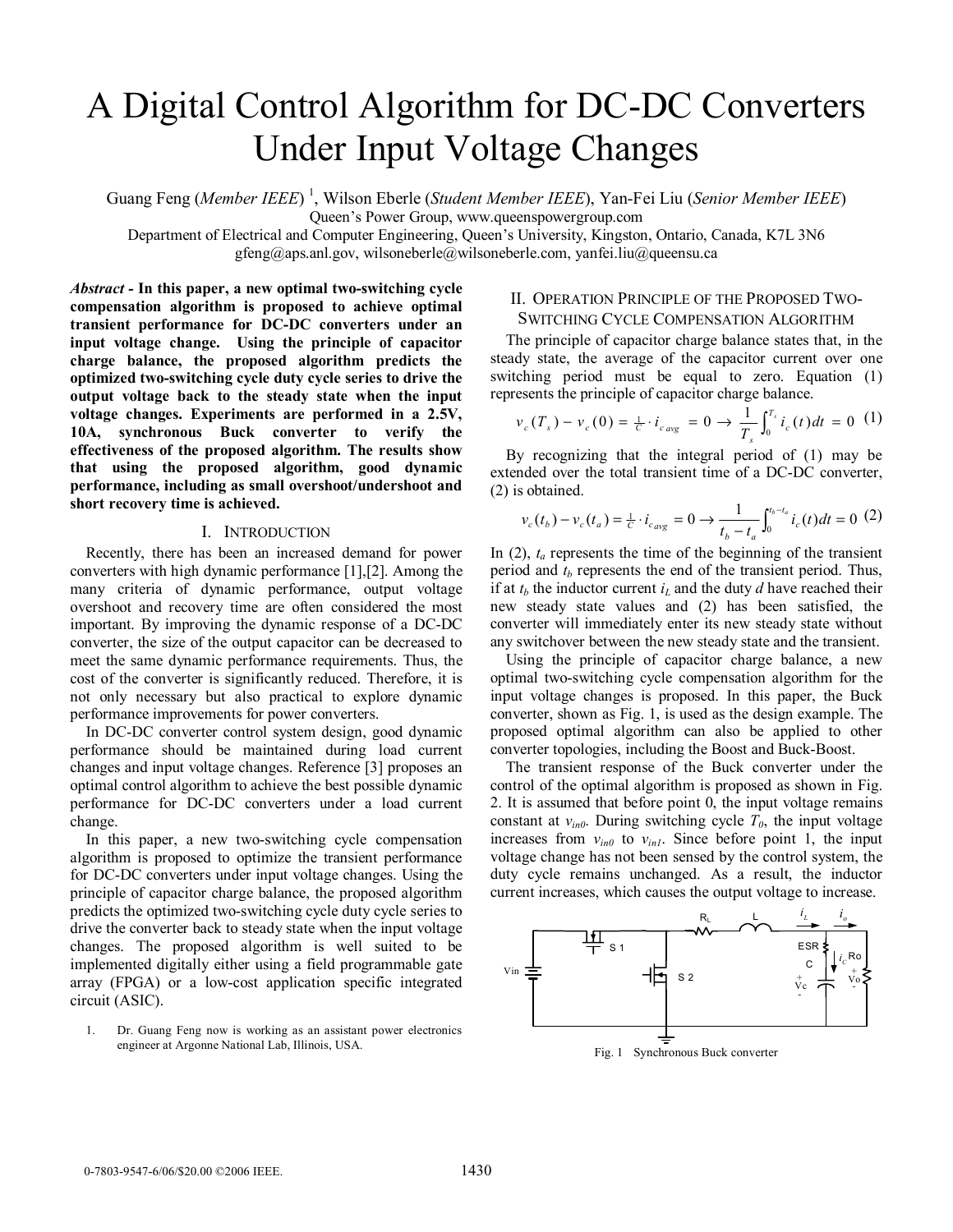# A Digital Control Algorithm for DC-DC Converters Under Input Voltage Changes

Guang Feng (*Member IEEE*) [1], Wilson Eberle (*Student Member IEEE*), Yan-Fei Liu (*Senior Member IEEE*)
Queen's Power Group, www.queenspowergroup.com
Department of Electrical and Computer Engineering, Queen's University, Kingston, Ontario, Canada, K7L 3N6
gfeng@aps.anl.gov, wilsoneberle@wilsoneberle.com, yanfei.liu@queensu.ca

***Abstract* - In this paper, a new optimal two-switching cycle compensation algorithm is proposed to achieve optimal transient performance for DC-DC converters under an input voltage change. Using the principle of capacitor charge balance, the proposed algorithm predicts the optimized two-switching cycle duty cycle series to drive the output voltage back to the steady state when the input voltage changes. Experiments are performed in a 2.5V, 10A, synchronous Buck converter to verify the effectiveness of the proposed algorithm. The results show that using the proposed algorithm, good dynamic performance, including as small overshoot/undershoot and short recovery time is achieved.**

## I. Introduction

Recently, there has been an increased demand for power converters with high dynamic performance [1],[2]. Among the many criteria of dynamic performance, output voltage overshoot and recovery time are often considered the most important. By improving the dynamic response of a DC-DC converter, the size of the output capacitor can be decreased to meet the same dynamic performance requirements. Thus, the cost of the converter is significantly reduced. Therefore, it is not only necessary but also practical to explore dynamic performance improvements for power converters.

In DC-DC converter control system design, good dynamic performance should be maintained during load current changes and input voltage changes. Reference [3] proposes an optimal control algorithm to achieve the best possible dynamic performance for DC-DC converters under a load current change.

In this paper, a new two-switching cycle compensation algorithm is proposed to optimize the transient performance for DC-DC converters under input voltage changes. Using the principle of capacitor charge balance, the proposed algorithm predicts the optimized two-switching cycle duty cycle series to drive the converter back to steady state when the input voltage changes. The proposed algorithm is well suited to be implemented digitally either using a field programmable gate array (FPGA) or a low-cost application specific integrated circuit (ASIC).

1. Dr. Guang Feng now is working as an assistant power electronics engineer at Argonne National Lab, Illinois, USA.

## II. Operation Principle of the Proposed Two-Switching Cycle Compensation Algorithm

The principle of capacitor charge balance states that, in the steady state, the average of the capacitor current over one switching period must be equal to zero. Equation (1) represents the principle of capacitor charge balance.

$$v_c(T_s) - v_c(0) = \tfrac{1}{C} \cdot i_{c\,avg} = 0 \rightarrow \frac{1}{T_s}\int_0^{T_s} i_c(t)dt = 0 \quad (1)$$

By recognizing that the integral period of (1) may be extended over the total transient time of a DC-DC converter, (2) is obtained.

$$v_c(t_b) - v_c(t_a) = \tfrac{1}{C} \cdot i_{c\,avg} = 0 \rightarrow \frac{1}{t_b - t_a}\int_0^{t_b - t_a} i_c(t)dt = 0 \quad (2)$$

In (2), $t_a$ represents the time of the beginning of the transient period and $t_b$ represents the end of the transient period. Thus, if at $t_b$ the inductor current $i_L$ and the duty $d$ have reached their new steady state values and (2) has been satisfied, the converter will immediately enter its new steady state without any switchover between the new steady state and the transient.

Using the principle of capacitor charge balance, a new optimal two-switching cycle compensation algorithm for the input voltage changes is proposed. In this paper, the Buck converter, shown as Fig. 1, is used as the design example. The proposed optimal algorithm can also be applied to other converter topologies, including the Boost and Buck-Boost.

The transient response of the Buck converter under the control of the optimal algorithm is proposed as shown in Fig. 2. It is assumed that before point 0, the input voltage remains constant at $v_{in0}$. During switching cycle $T_0$, the input voltage increases from $v_{in0}$ to $v_{in1}$. Since before point 1, the input voltage change has not been sensed by the control system, the duty cycle remains unchanged. As a result, the inductor current increases, which causes the output voltage to increase.

Vin
S 1
S 2
$R_L$
L
$i_L$
$i_o$
ESR
C
$i_c$
Ro
+
Vc
-
+
Vo
-

Fig. 1 Synchronous Buck converter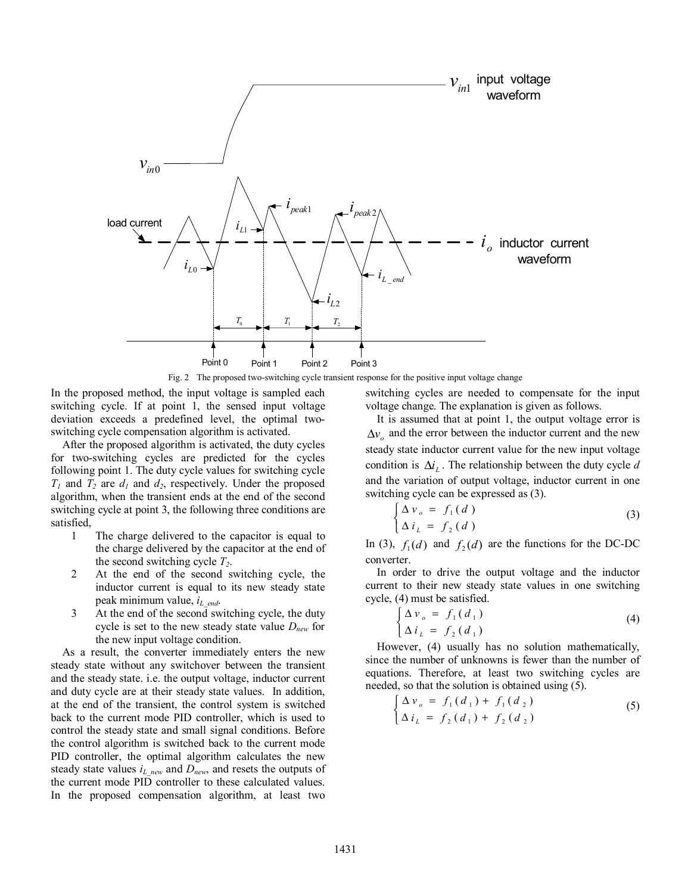Fig. 2 The proposed two-switching cycle transient response for the positive input voltage change

In the proposed method, the input voltage is sampled each switching cycle. If at point 1, the sensed input voltage deviation exceeds a predefined level, the optimal two-switching cycle compensation algorithm is activated.

After the proposed algorithm is activated, the duty cycles for two-switching cycles are predicted for the cycles following point 1. The duty cycle values for switching cycle $T_1$ and $T_2$ are $d_1$ and $d_2$, respectively. Under the proposed algorithm, when the transient ends at the end of the second switching cycle at point 3, the following three conditions are satisfied,

1. The charge delivered to the capacitor is equal to the charge delivered by the capacitor at the end of the second switching cycle $T_2$.
2. At the end of the second switching cycle, the inductor current is equal to its new steady state peak minimum value, $i_{L\_end}$.
3. At the end of the second switching cycle, the duty cycle is set to the new steady state value $D_{new}$ for the new input voltage condition.

As a result, the converter immediately enters the new steady state without any switchover between the transient and the steady state. i.e. the output voltage, inductor current and duty cycle are at their steady state values. In addition, at the end of the transient, the control system is switched back to the current mode PID controller, which is used to control the steady state and small signal conditions. Before the control algorithm is switched back to the current mode PID controller, the optimal algorithm calculates the new steady state values $i_{L\_new}$ and $D_{new}$, and resets the outputs of the current mode PID controller to these calculated values. In the proposed compensation algorithm, at least two switching cycles are needed to compensate for the input voltage change. The explanation is given as follows.

It is assumed that at point 1, the output voltage error is $\Delta v_o$ and the error between the inductor current and the new steady state inductor current value for the new input voltage condition is $\Delta i_L$. The relationship between the duty cycle $d$ and the variation of output voltage, inductor current in one switching cycle can be expressed as (3).

$$\begin{cases} \Delta v_o = f_1(d) \\ \Delta i_L = f_2(d) \end{cases} \tag{3}$$

In (3), $f_1(d)$ and $f_2(d)$ are the functions for the DC-DC converter.

In order to drive the output voltage and the inductor current to their new steady state values in one switching cycle, (4) must be satisfied.

$$\begin{cases} \Delta v_o = f_1(d_1) \\ \Delta i_L = f_2(d_1) \end{cases} \tag{4}$$

However, (4) usually has no solution mathematically, since the number of unknowns is fewer than the number of equations. Therefore, at least two switching cycles are needed, so that the solution is obtained using (5).

$$\begin{cases} \Delta v_o = f_1(d_1) + f_1(d_2) \\ \Delta i_L = f_2(d_1) + f_2(d_2) \end{cases} \tag{5}$$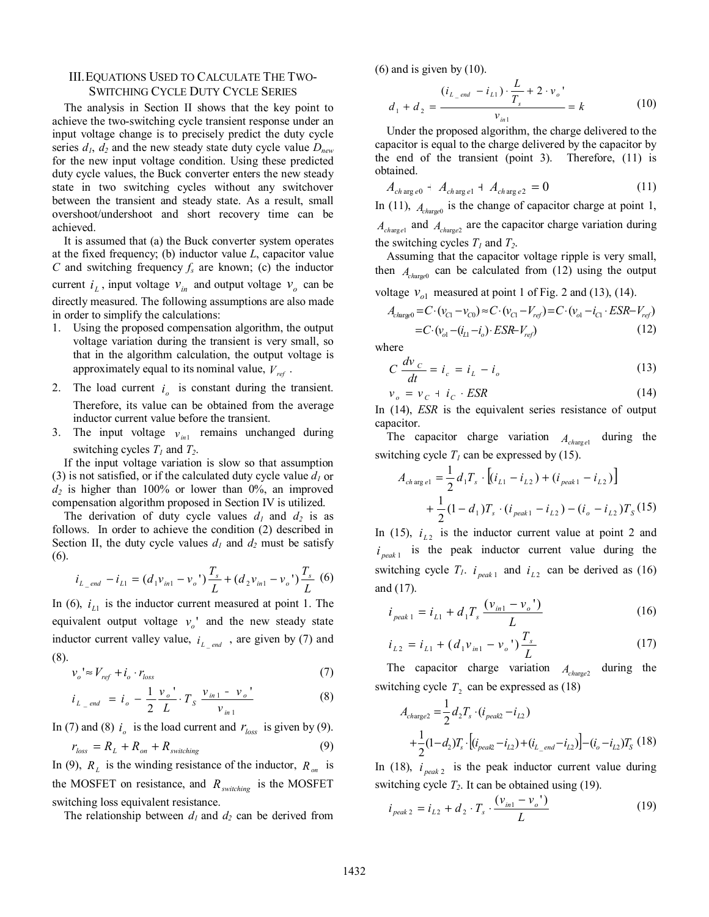## III. Equations Used to Calculate the Two-Switching Cycle Duty Cycle Series

The analysis in Section II shows that the key point to achieve the two-switching cycle transient response under an input voltage change is to precisely predict the duty cycle series $d_1$, $d_2$ and the new steady state duty cycle value $D_{new}$ for the new input voltage condition. Using these predicted duty cycle values, the Buck converter enters the new steady state in two switching cycles without any switchover between the transient and steady state. As a result, small overshoot/undershoot and short recovery time can be achieved.

It is assumed that (a) the Buck converter system operates at the fixed frequency; (b) inductor value $L$, capacitor value $C$ and switching frequency $f_s$ are known; (c) the inductor current $i_L$, input voltage $v_{in}$ and output voltage $v_o$ can be directly measured. The following assumptions are also made in order to simplify the calculations:

1. Using the proposed compensation algorithm, the output voltage variation during the transient is very small, so that in the algorithm calculation, the output voltage is approximately equal to its nominal value, $V_{ref}$.
2. The load current $i_o$ is constant during the transient. Therefore, its value can be obtained from the average inductor current value before the transient.
3. The input voltage $v_{in1}$ remains unchanged during switching cycles $T_1$ and $T_2$.

If the input voltage variation is slow so that assumption (3) is not satisfied, or if the calculated duty cycle value $d_1$ or $d_2$ is higher than 100% or lower than 0%, an improved compensation algorithm proposed in Section IV is utilized.

The derivation of duty cycle values $d_1$ and $d_2$ is as follows. In order to achieve the condition (2) described in Section II, the duty cycle values $d_1$ and $d_2$ must be satisfy (6).

$$i_{L\_end} - i_{L1} = (d_1 v_{in1} - v_o')\frac{T_s}{L} + (d_2 v_{in1} - v_o')\frac{T_s}{L} \quad (6)$$

In (6), $i_{L1}$ is the inductor current measured at point 1. The equivalent output voltage $v_o'$ and the new steady state inductor current valley value, $i_{L\_end}$, are given by (7) and (8).

$$v_o' \approx V_{ref} + i_o \cdot r_{loss} \quad (7)$$

$$i_{L\_end} = i_o - \frac{1}{2}\frac{v_o'}{L} \cdot T_S \frac{v_{in1} - v_o'}{v_{in1}} \quad (8)$$

In (7) and (8) $i_o$ is the load current and $r_{loss}$ is given by (9).

$$r_{loss} = R_L + R_{on} + R_{switching} \quad (9)$$

In (9), $R_L$ is the winding resistance of the inductor, $R_{on}$ is the MOSFET on resistance, and $R_{switching}$ is the MOSFET switching loss equivalent resistance.

The relationship between $d_1$ and $d_2$ can be derived from (6) and is given by (10).

$$d_1 + d_2 = \frac{(i_{L\_end} - i_{L1}) \cdot \frac{L}{T_s} + 2 \cdot v_o'}{v_{in1}} = k \quad (10)$$

Under the proposed algorithm, the charge delivered to the capacitor is equal to the charge delivered by the capacitor by the end of the transient (point 3). Therefore, (11) is obtained.

$$A_{charge0} + A_{charge1} + A_{charge2} = 0 \quad (11)$$

In (11), $A_{charge0}$ is the change of capacitor charge at point 1, $A_{charge1}$ and $A_{charge2}$ are the capacitor charge variation during the switching cycles $T_1$ and $T_2$.

Assuming that the capacitor voltage ripple is very small, then $A_{charge0}$ can be calculated from (12) using the output voltage $v_{o1}$ measured at point 1 of Fig. 2 and (13), (14).

$$\begin{aligned} A_{charge0} &= C\cdot(v_{C1} - v_{C0}) \approx C\cdot(v_{C1} - V_{ref}) = C\cdot(v_{o1} - i_{C1}\cdot ESR - V_{ref}) \\ &= C\cdot(v_{o1} - (i_{L1} - i_o)\cdot ESR - V_{ref}) \end{aligned} \quad (12)$$

where

$$C\frac{dv_C}{dt} = i_c = i_L - i_o \quad (13)$$

$$v_o = v_C + i_C \cdot ESR \quad (14)$$

In (14), $ESR$ is the equivalent series resistance of output capacitor.

The capacitor charge variation $A_{charge1}$ during the switching cycle $T_1$ can be expressed by (15).

$$\begin{aligned} A_{charge1} &= \frac{1}{2} d_1 T_s \cdot \left[(i_{L1} - i_{L2}) + (i_{peak1} - i_{L2})\right] \\ &+ \frac{1}{2}(1 - d_1)T_s \cdot (i_{peak1} - i_{L2}) - (i_o - i_{L2})T_S \end{aligned} \quad (15)$$

In (15), $i_{L2}$ is the inductor current value at point 2 and $i_{peak1}$ is the peak inductor current value during the switching cycle $T_1$. $i_{peak1}$ and $i_{L2}$ can be derived as (16) and (17).

$$i_{peak1} = i_{L1} + d_1 T_s \frac{(v_{in1} - v_o')}{L} \quad (16)$$

$$i_{L2} = i_{L1} + (d_1 v_{in1} - v_o')\frac{T_s}{L} \quad (17)$$

The capacitor charge variation $A_{charge2}$ during the switching cycle $T_2$ can be expressed as (18)

$$\begin{aligned} A_{charge2} &= \frac{1}{2} d_2 T_s \cdot (i_{peak2} - i_{L2}) \\ &+ \frac{1}{2}(1 - d_2)T_s \cdot \left[(i_{peak2} - i_{L2}) + (i_{L\_end} - i_{L2})\right] - (i_o - i_{L2})T_S \end{aligned} \quad (18)$$

In (18), $i_{peak2}$ is the peak inductor current value during switching cycle $T_2$. It can be obtained using (19).

$$i_{peak2} = i_{L2} + d_2 \cdot T_s \cdot \frac{(v_{in1} - v_o')}{L} \quad (19)$$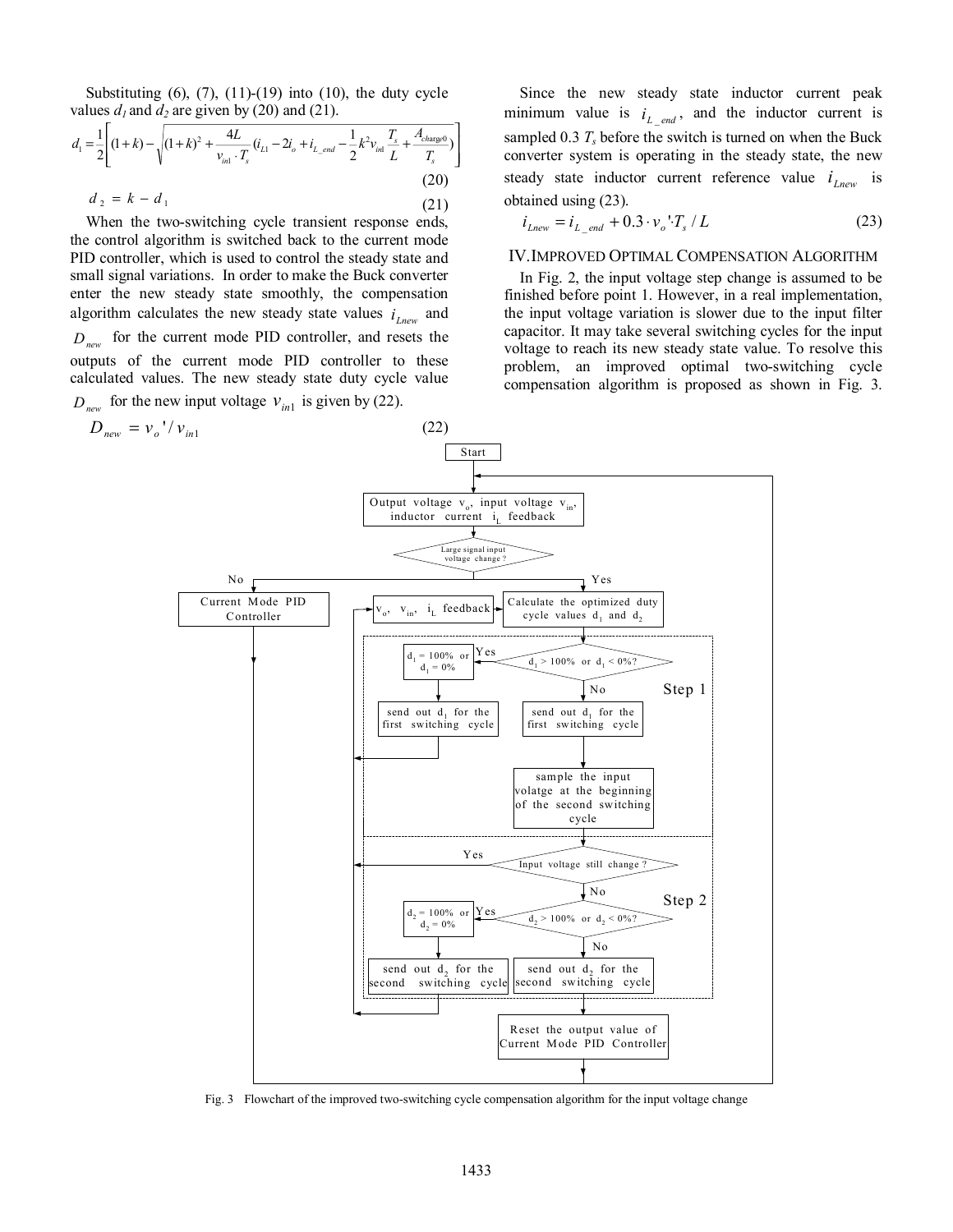Substituting (6), (7), (11)-(19) into (10), the duty cycle values $d_1$ and $d_2$ are given by (20) and (21).

$$d_1 = \frac{1}{2}\left[(1+k) - \sqrt{(1+k)^2 + \frac{4L}{v_{in1} \cdot T_s}(i_{L1} - 2i_o + i_{L\_end} - \frac{1}{2}k^2 v_{in1}\frac{T_s}{L} + \frac{A_{charge0}}{T_s})}\right] \quad (20)$$

$$d_2 = k - d_1 \quad (21)$$

When the two-switching cycle transient response ends, the control algorithm is switched back to the current mode PID controller, which is used to control the steady state and small signal variations. In order to make the Buck converter enter the new steady state smoothly, the compensation algorithm calculates the new steady state values $i_{Lnew}$ and $D_{new}$ for the current mode PID controller, and resets the outputs of the current mode PID controller to these calculated values. The new steady state duty cycle value $D_{new}$ for the new input voltage $v_{in1}$ is given by (22).

$$D_{new} = v_o'/v_{in1} \quad (22)$$

Since the new steady state inductor current peak minimum value is $i_{L\_end}$, and the inductor current is sampled 0.3 $T_s$ before the switch is turned on when the Buck converter system is operating in the steady state, the new steady state inductor current reference value $i_{Lnew}$ is obtained using (23).

$$i_{Lnew} = i_{L\_end} + 0.3 \cdot v_o' \cdot T_s / L \quad (23)$$

## IV. Improved Optimal Compensation Algorithm

In Fig. 2, the input voltage step change is assumed to be finished before point 1. However, in a real implementation, the input voltage variation is slower due to the input filter capacitor. It may take several switching cycles for the input voltage to reach its new steady state value. To resolve this problem, an improved optimal two-switching cycle compensation algorithm is proposed as shown in Fig. 3.

Fig. 3 Flowchart of the improved two-switching cycle compensation algorithm for the input voltage change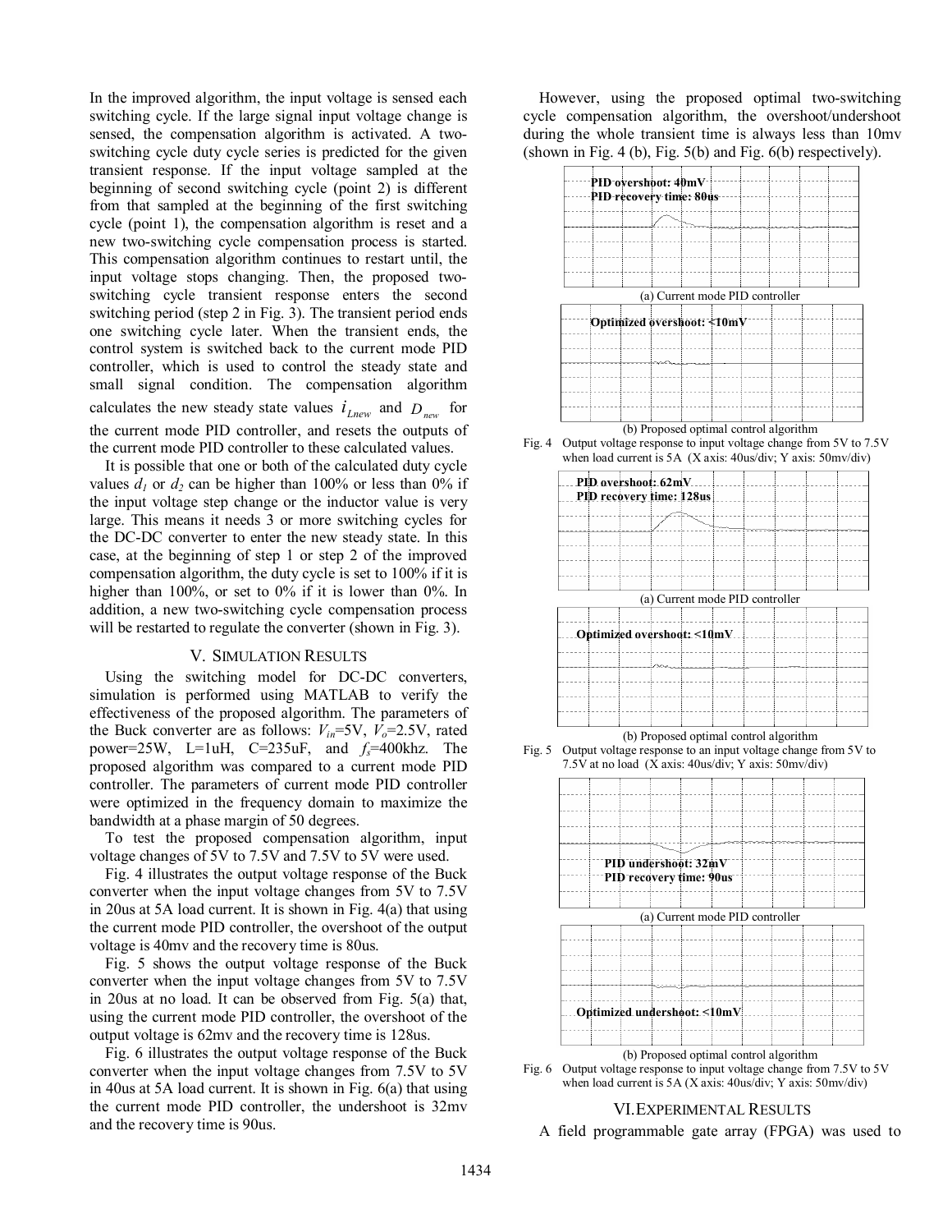In the improved algorithm, the input voltage is sensed each switching cycle. If the large signal input voltage change is sensed, the compensation algorithm is activated. A two-switching cycle duty cycle series is predicted for the given transient response. If the input voltage sampled at the beginning of second switching cycle (point 2) is different from that sampled at the beginning of the first switching cycle (point 1), the compensation algorithm is reset and a new two-switching cycle compensation process is started. This compensation algorithm continues to restart until, the input voltage stops changing. Then, the proposed two-switching cycle transient response enters the second switching period (step 2 in Fig. 3). The transient period ends one switching cycle later. When the transient ends, the control system is switched back to the current mode PID controller, which is used to control the steady state and small signal condition. The compensation algorithm calculates the new steady state values $i_{Lnew}$ and $D_{new}$ for the current mode PID controller, and resets the outputs of the current mode PID controller to these calculated values.

It is possible that one or both of the calculated duty cycle values $d_1$ or $d_2$ can be higher than 100% or less than 0% if the input voltage step change or the inductor value is very large. This means it needs 3 or more switching cycles for the DC-DC converter to enter the new steady state. In this case, at the beginning of step 1 or step 2 of the improved compensation algorithm, the duty cycle is set to 100% if it is higher than 100%, or set to 0% if it is lower than 0%. In addition, a new two-switching cycle compensation process will be restarted to regulate the converter (shown in Fig. 3).

## V. SIMULATION RESULTS

Using the switching model for DC-DC converters, simulation is performed using MATLAB to verify the effectiveness of the proposed algorithm. The parameters of the Buck converter are as follows: $V_{in}$=5V, $V_o$=2.5V, rated power=25W, L=1uH, C=235uF, and $f_s$=400khz. The proposed algorithm was compared to a current mode PID controller. The parameters of current mode PID controller were optimized in the frequency domain to maximize the bandwidth at a phase margin of 50 degrees.

To test the proposed compensation algorithm, input voltage changes of 5V to 7.5V and 7.5V to 5V were used.

Fig. 4 illustrates the output voltage response of the Buck converter when the input voltage changes from 5V to 7.5V in 20us at 5A load current. It is shown in Fig. 4(a) that using the current mode PID controller, the overshoot of the output voltage is 40mv and the recovery time is 80us.

Fig. 5 shows the output voltage response of the Buck converter when the input voltage changes from 5V to 7.5V in 20us at no load. It can be observed from Fig. 5(a) that, using the current mode PID controller, the overshoot of the output voltage is 62mv and the recovery time is 128us.

Fig. 6 illustrates the output voltage response of the Buck converter when the input voltage changes from 7.5V to 5V in 40us at 5A load current. It is shown in Fig. 6(a) that using the current mode PID controller, the undershoot is 32mv and the recovery time is 90us.

However, using the proposed optimal two-switching cycle compensation algorithm, the overshoot/undershoot during the whole transient time is always less than 10mv (shown in Fig. 4 (b), Fig. 5(b) and Fig. 6(b) respectively).

PID overshoot: 40mV
PID recovery time: 80us

(a) Current mode PID controller

Optimized overshoot: <10mV

(b) Proposed optimal control algorithm

Fig. 4 Output voltage response to input voltage change from 5V to 7.5V when load current is 5A (X axis: 40us/div; Y axis: 50mv/div)

PID overshoot: 62mV
PID recovery time: 128us

(a) Current mode PID controller

Optimized overshoot: <10mV

(b) Proposed optimal control algorithm

Fig. 5 Output voltage response to an input voltage change from 5V to 7.5V at no load (X axis: 40us/div; Y axis: 50mv/div)

PID undershoot: 32mV
PID recovery time: 90us

(a) Current mode PID controller

Optimized undershoot: <10mV

(b) Proposed optimal control algorithm

Fig. 6 Output voltage response to input voltage change from 7.5V to 5V when load current is 5A (X axis: 40us/div; Y axis: 50mv/div)

## VI. EXPERIMENTAL RESULTS

A field programmable gate array (FPGA) was used to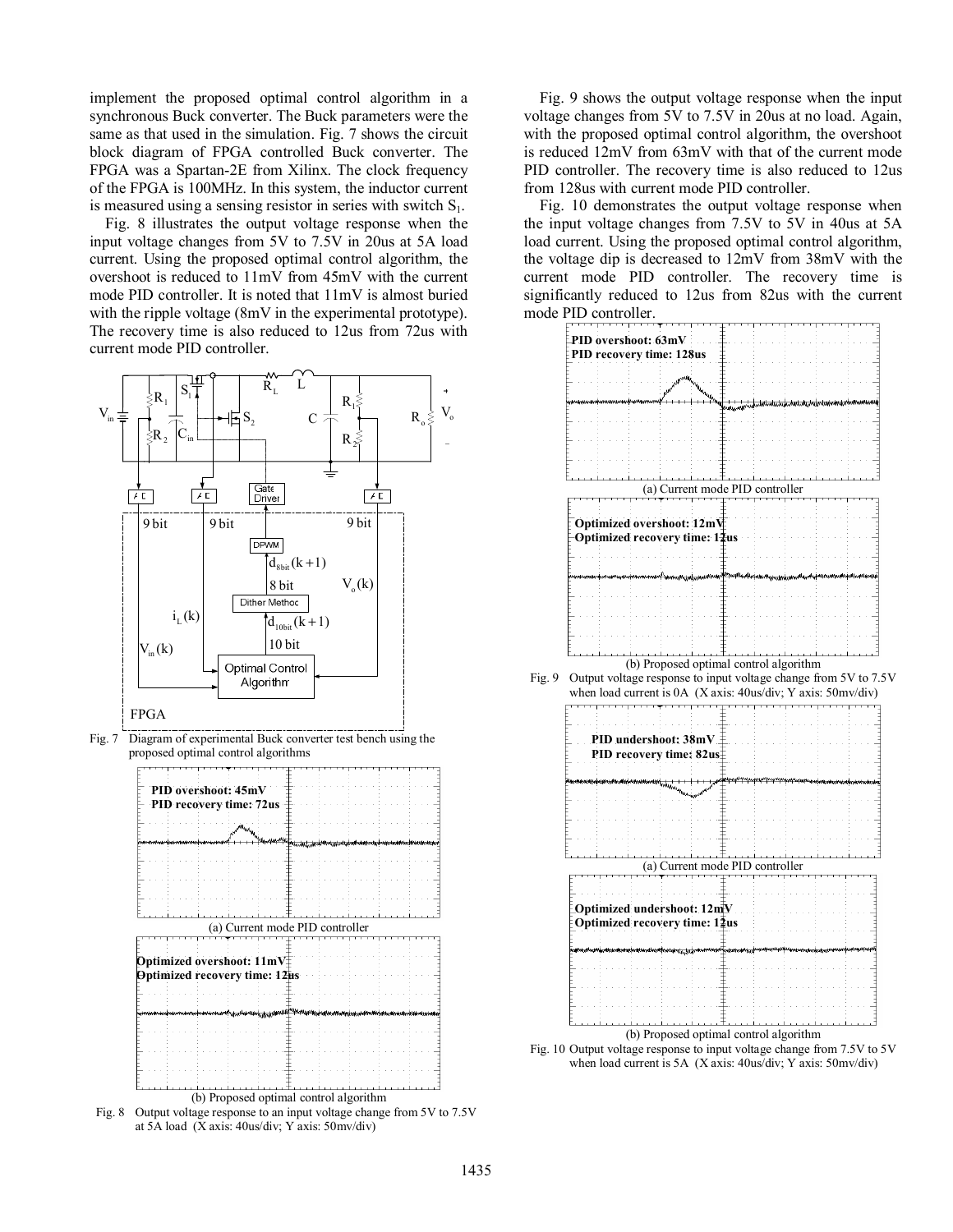implement the proposed optimal control algorithm in a synchronous Buck converter. The Buck parameters were the same as that used in the simulation. Fig. 7 shows the circuit block diagram of FPGA controlled Buck converter. The FPGA was a Spartan-2E from Xilinx. The clock frequency of the FPGA is 100MHz. In this system, the inductor current is measured using a sensing resistor in series with switch $S_1$.

Fig. 8 illustrates the output voltage response when the input voltage changes from 5V to 7.5V in 20us at 5A load current. Using the proposed optimal control algorithm, the overshoot is reduced to 11mV from 45mV with the current mode PID controller. It is noted that 11mV is almost buried with the ripple voltage (8mV in the experimental prototype). The recovery time is also reduced to 12us from 72us with current mode PID controller.

Fig. 7 Diagram of experimental Buck converter test bench using the proposed optimal control algorithms

(a) Current mode PID controller

(b) Proposed optimal control algorithm

Fig. 8 Output voltage response to an input voltage change from 5V to 7.5V at 5A load (X axis: 40us/div; Y axis: 50mv/div)

Fig. 9 shows the output voltage response when the input voltage changes from 5V to 7.5V in 20us at no load. Again, with the proposed optimal control algorithm, the overshoot is reduced 12mV from 63mV with that of the current mode PID controller. The recovery time is also reduced to 12us from 128us with current mode PID controller.

Fig. 10 demonstrates the output voltage response when the input voltage changes from 7.5V to 5V in 40us at 5A load current. Using the proposed optimal control algorithm, the voltage dip is decreased to 12mV from 38mV with the current mode PID controller. The recovery time is significantly reduced to 12us from 82us with the current mode PID controller.

(a) Current mode PID controller

(b) Proposed optimal control algorithm

Fig. 9 Output voltage response to input voltage change from 5V to 7.5V when load current is 0A (X axis: 40us/div; Y axis: 50mv/div)

(a) Current mode PID controller

(b) Proposed optimal control algorithm

Fig. 10 Output voltage response to input voltage change from 7.5V to 5V when load current is 5A (X axis: 40us/div; Y axis: 50mv/div)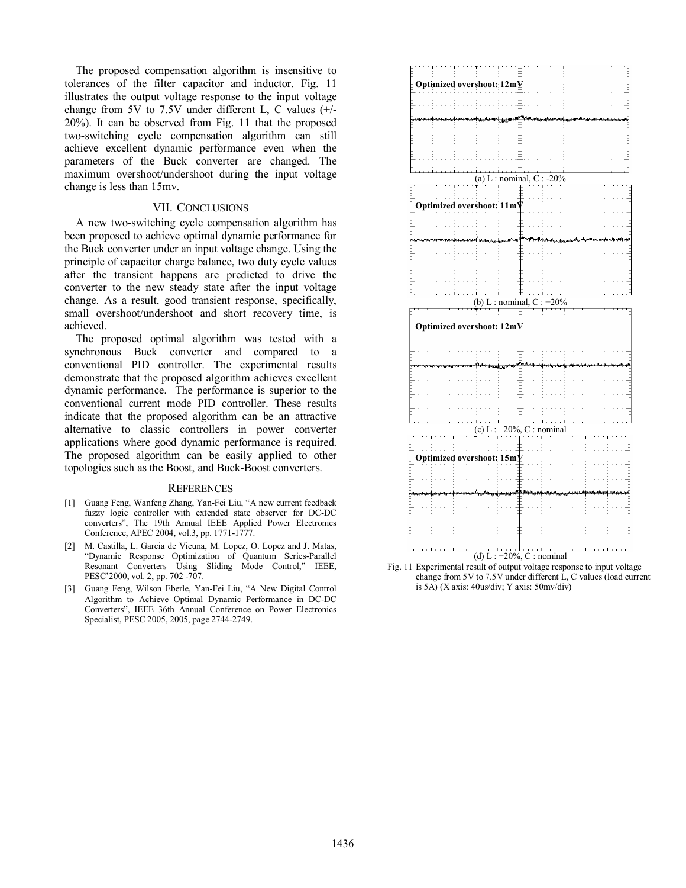The proposed compensation algorithm is insensitive to tolerances of the filter capacitor and inductor. Fig. 11 illustrates the output voltage response to the input voltage change from 5V to 7.5V under different L, C values (+/-20%). It can be observed from Fig. 11 that the proposed two-switching cycle compensation algorithm can still achieve excellent dynamic performance even when the parameters of the Buck converter are changed. The maximum overshoot/undershoot during the input voltage change is less than 15mv.

## VII. CONCLUSIONS

A new two-switching cycle compensation algorithm has been proposed to achieve optimal dynamic performance for the Buck converter under an input voltage change. Using the principle of capacitor charge balance, two duty cycle values after the transient happens are predicted to drive the converter to the new steady state after the input voltage change. As a result, good transient response, specifically, small overshoot/undershoot and short recovery time, is achieved.

The proposed optimal algorithm was tested with a synchronous Buck converter and compared to a conventional PID controller. The experimental results demonstrate that the proposed algorithm achieves excellent dynamic performance. The performance is superior to the conventional current mode PID controller. These results indicate that the proposed algorithm can be an attractive alternative to classic controllers in power converter applications where good dynamic performance is required. The proposed algorithm can be easily applied to other topologies such as the Boost, and Buck-Boost converters.

## REFERENCES

[1] Guang Feng, Wanfeng Zhang, Yan-Fei Liu, "A new current feedback fuzzy logic controller with extended state observer for DC-DC converters", The 19th Annual IEEE Applied Power Electronics Conference, APEC 2004, vol.3, pp. 1771-1777.

[2] M. Castilla, L. Garcia de Vicuna, M. Lopez, O. Lopez and J. Matas, "Dynamic Response Optimization of Quantum Series-Parallel Resonant Converters Using Sliding Mode Control," IEEE, PESC'2000, vol. 2, pp. 702 -707.

[3] Guang Feng, Wilson Eberle, Yan-Fei Liu, "A New Digital Control Algorithm to Achieve Optimal Dynamic Performance in DC-DC Converters", IEEE 36th Annual Conference on Power Electronics Specialist, PESC 2005, 2005, page 2744-2749.

Optimized overshoot: 12mV

(a) L : nominal, C : -20%

Optimized overshoot: 11mV

(b) L : nominal, C : +20%

Optimized overshoot: 12mV

(c) L : –20%, C : nominal

Optimized overshoot: 15mV

(d) L : +20%, C : nominal

Fig. 11 Experimental result of output voltage response to input voltage change from 5V to 7.5V under different L, C values (load current is 5A) (X axis: 40us/div; Y axis: 50mv/div)